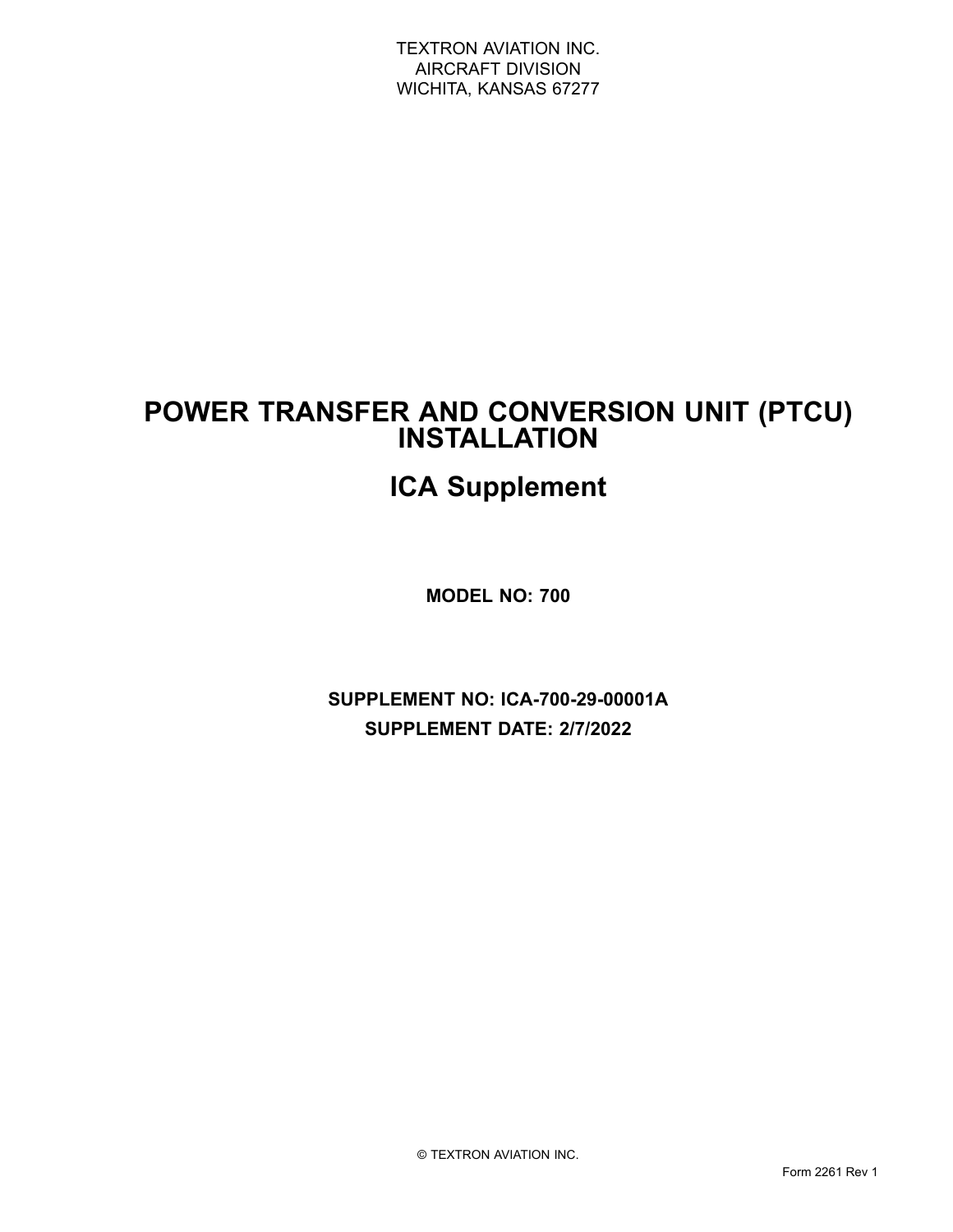TEXTRON AVIATION INC.
AIRCRAFT DIVISION
WICHITA, KANSAS 67277

# POWER TRANSFER AND CONVERSION UNIT (PTCU) INSTALLATION

# ICA Supplement

**MODEL NO: 700**

**SUPPLEMENT NO: ICA-700-29-00001A**

**SUPPLEMENT DATE: 2/7/2022**

© TEXTRON AVIATION INC.

Form 2261 Rev 1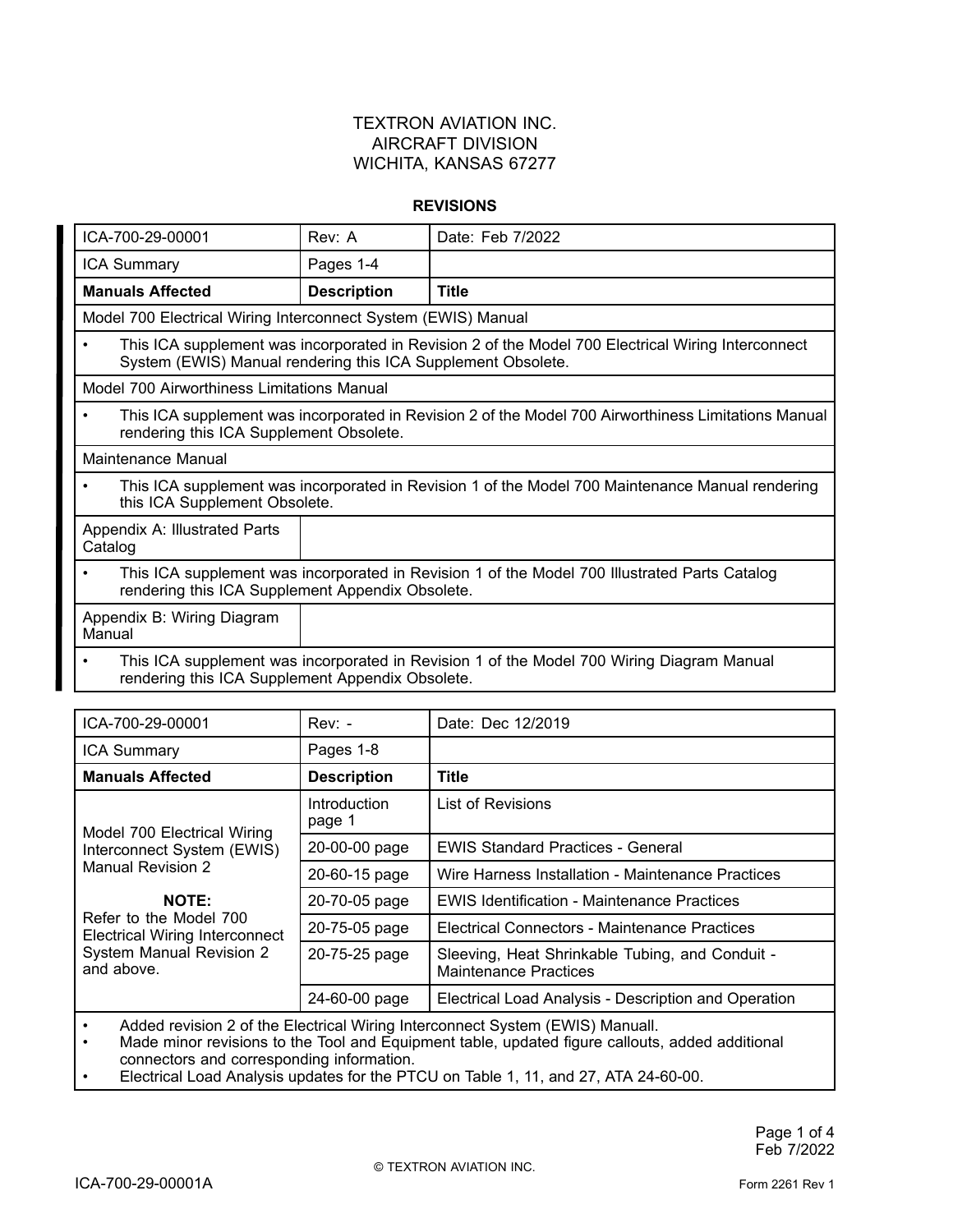TEXTRON AVIATION INC.
AIRCRAFT DIVISION
WICHITA, KANSAS 67277

**REVISIONS**

| ICA-700-29-00001 | Rev: A | Date: Feb 7/2022 |
| --- | --- | --- |
| ICA Summary | Pages 1-4 | |
| **Manuals Affected** | **Description** | **Title** |
| Model 700 Electrical Wiring Interconnect System (EWIS) Manual | | |
| • This ICA supplement was incorporated in Revision 2 of the Model 700 Electrical Wiring Interconnect System (EWIS) Manual rendering this ICA Supplement Obsolete. | | |
| Model 700 Airworthiness Limitations Manual | | |
| • This ICA supplement was incorporated in Revision 2 of the Model 700 Airworthiness Limitations Manual rendering this ICA Supplement Obsolete. | | |
| Maintenance Manual | | |
| • This ICA supplement was incorporated in Revision 1 of the Model 700 Maintenance Manual rendering this ICA Supplement Obsolete. | | |
| Appendix A: Illustrated Parts Catalog | | |
| • This ICA supplement was incorporated in Revision 1 of the Model 700 Illustrated Parts Catalog rendering this ICA Supplement Appendix Obsolete. | | |
| Appendix B: Wiring Diagram Manual | | |
| • This ICA supplement was incorporated in Revision 1 of the Model 700 Wiring Diagram Manual rendering this ICA Supplement Appendix Obsolete. | | |

| ICA-700-29-00001 | Rev: - | Date: Dec 12/2019 |
| --- | --- | --- |
| ICA Summary | Pages 1-8 | |
| **Manuals Affected** | **Description** | **Title** |
| Model 700 Electrical Wiring Interconnect System (EWIS) Manual Revision 2<br><br>**NOTE:** Refer to the Model 700 Electrical Wiring Interconnect System Manual Revision 2 and above. | Introduction page 1 | List of Revisions |
| | 20-00-00 page | EWIS Standard Practices - General |
| | 20-60-15 page | Wire Harness Installation - Maintenance Practices |
| | 20-70-05 page | EWIS Identification - Maintenance Practices |
| | 20-75-05 page | Electrical Connectors - Maintenance Practices |
| | 20-75-25 page | Sleeving, Heat Shrinkable Tubing, and Conduit - Maintenance Practices |
| | 24-60-00 page | Electrical Load Analysis - Description and Operation |
| • Added revision 2 of the Electrical Wiring Interconnect System (EWIS) Manuall.<br>• Made minor revisions to the Tool and Equipment table, updated figure callouts, added additional connectors and corresponding information.<br>• Electrical Load Analysis updates for the PTCU on Table 1, 11, and 27, ATA 24-60-00. | | |

© TEXTRON AVIATION INC.

ICA-700-29-00001A

Form 2261 Rev 1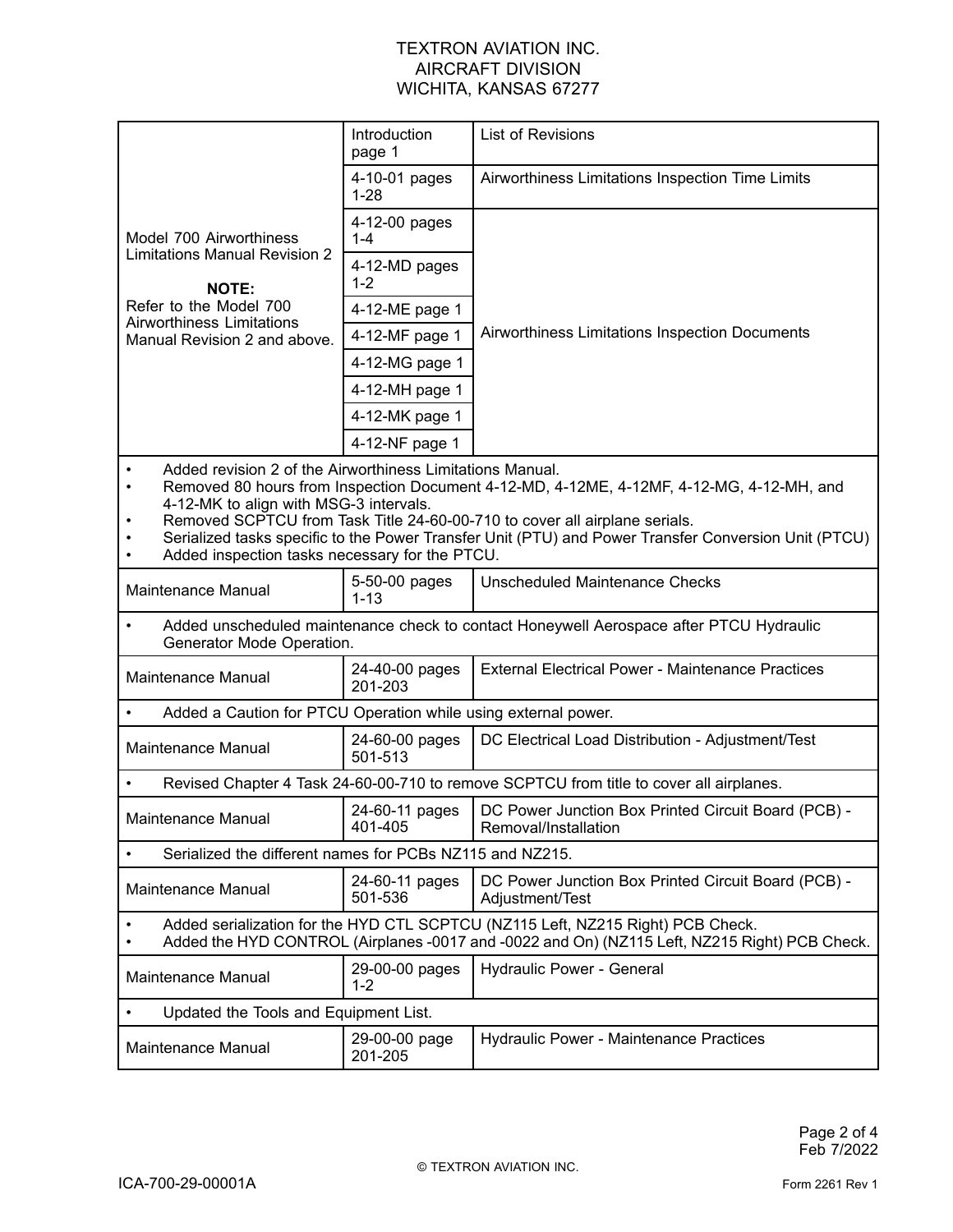TEXTRON AVIATION INC.
AIRCRAFT DIVISION
WICHITA, KANSAS 67277

| | | |
|---|---|---|
| Model 700 Airworthiness Limitations Manual Revision 2<br><br>**NOTE:**<br>Refer to the Model 700 Airworthiness Limitations Manual Revision 2 and above. | Introduction page 1 | List of Revisions |
| | 4-10-01 pages 1-28 | Airworthiness Limitations Inspection Time Limits |
| | 4-12-00 pages 1-4 | Airworthiness Limitations Inspection Documents |
| | 4-12-MD pages 1-2 | |
| | 4-12-ME page 1 | |
| | 4-12-MF page 1 | |
| | 4-12-MG page 1 | |
| | 4-12-MH page 1 | |
| | 4-12-MK page 1 | |
| | 4-12-NF page 1 | |
| • Added revision 2 of the Airworthiness Limitations Manual.<br>• Removed 80 hours from Inspection Document 4-12-MD, 4-12ME, 4-12MF, 4-12-MG, 4-12-MH, and 4-12-MK to align with MSG-3 intervals.<br>• Removed SCPTCU from Task Title 24-60-00-710 to cover all airplane serials.<br>• Serialized tasks specific to the Power Transfer Unit (PTU) and Power Transfer Conversion Unit (PTCU)<br>• Added inspection tasks necessary for the PTCU. | | |
| Maintenance Manual | 5-50-00 pages 1-13 | Unscheduled Maintenance Checks |
| • Added unscheduled maintenance check to contact Honeywell Aerospace after PTCU Hydraulic Generator Mode Operation. | | |
| Maintenance Manual | 24-40-00 pages 201-203 | External Electrical Power - Maintenance Practices |
| • Added a Caution for PTCU Operation while using external power. | | |
| Maintenance Manual | 24-60-00 pages 501-513 | DC Electrical Load Distribution - Adjustment/Test |
| • Revised Chapter 4 Task 24-60-00-710 to remove SCPTCU from title to cover all airplanes. | | |
| Maintenance Manual | 24-60-11 pages 401-405 | DC Power Junction Box Printed Circuit Board (PCB) - Removal/Installation |
| • Serialized the different names for PCBs NZ115 and NZ215. | | |
| Maintenance Manual | 24-60-11 pages 501-536 | DC Power Junction Box Printed Circuit Board (PCB) - Adjustment/Test |
| • Added serialization for the HYD CTL SCPTCU (NZ115 Left, NZ215 Right) PCB Check.<br>• Added the HYD CONTROL (Airplanes -0017 and -0022 and On) (NZ115 Left, NZ215 Right) PCB Check. | | |
| Maintenance Manual | 29-00-00 pages 1-2 | Hydraulic Power - General |
| • Updated the Tools and Equipment List. | | |
| Maintenance Manual | 29-00-00 page 201-205 | Hydraulic Power - Maintenance Practices |

Feb 7/2022

© TEXTRON AVIATION INC.

ICA-700-29-00001A

Form 2261 Rev 1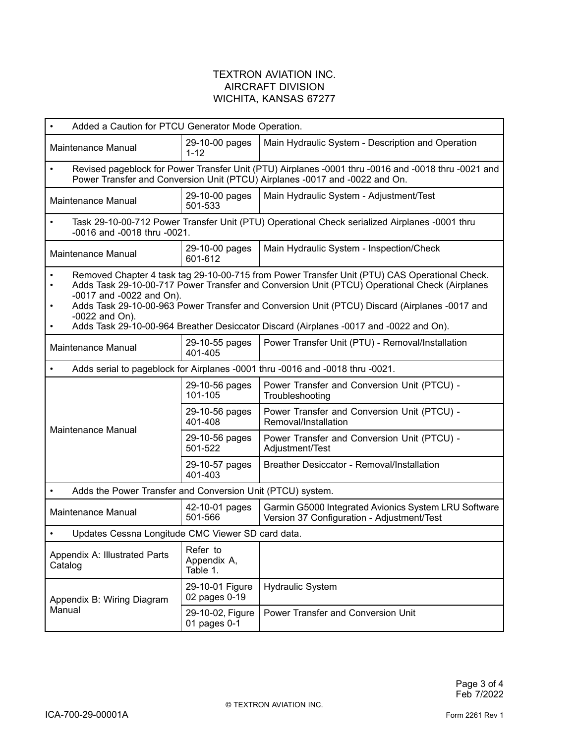TEXTRON AVIATION INC.
AIRCRAFT DIVISION
WICHITA, KANSAS 67277

| | | |
|---|---|---|
| • Added a Caution for PTCU Generator Mode Operation. | | |
| Maintenance Manual | 29-10-00 pages 1-12 | Main Hydraulic System - Description and Operation |
| • Revised pageblock for Power Transfer Unit (PTU) Airplanes -0001 thru -0016 and -0018 thru -0021 and Power Transfer and Conversion Unit (PTCU) Airplanes -0017 and -0022 and On. | | |
| Maintenance Manual | 29-10-00 pages 501-533 | Main Hydraulic System - Adjustment/Test |
| • Task 29-10-00-712 Power Transfer Unit (PTU) Operational Check serialized Airplanes -0001 thru -0016 and -0018 thru -0021. | | |
| Maintenance Manual | 29-10-00 pages 601-612 | Main Hydraulic System - Inspection/Check |
| • Removed Chapter 4 task tag 29-10-00-715 from Power Transfer Unit (PTU) CAS Operational Check.<br>• Adds Task 29-10-00-717 Power Transfer and Conversion Unit (PTCU) Operational Check (Airplanes -0017 and -0022 and On).<br>• Adds Task 29-10-00-963 Power Transfer and Conversion Unit (PTCU) Discard (Airplanes -0017 and -0022 and On).<br>• Adds Task 29-10-00-964 Breather Desiccator Discard (Airplanes -0017 and -0022 and On). | | |
| Maintenance Manual | 29-10-55 pages 401-405 | Power Transfer Unit (PTU) - Removal/Installation |
| • Adds serial to pageblock for Airplanes -0001 thru -0016 and -0018 thru -0021. | | |
| Maintenance Manual | 29-10-56 pages 101-105 | Power Transfer and Conversion Unit (PTCU) - Troubleshooting |
| | 29-10-56 pages 401-408 | Power Transfer and Conversion Unit (PTCU) - Removal/Installation |
| | 29-10-56 pages 501-522 | Power Transfer and Conversion Unit (PTCU) - Adjustment/Test |
| | 29-10-57 pages 401-403 | Breather Desiccator - Removal/Installation |
| • Adds the Power Transfer and Conversion Unit (PTCU) system. | | |
| Maintenance Manual | 42-10-01 pages 501-566 | Garmin G5000 Integrated Avionics System LRU Software Version 37 Configuration - Adjustment/Test |
| • Updates Cessna Longitude CMC Viewer SD card data. | | |
| Appendix A: Illustrated Parts Catalog | Refer to Appendix A, Table 1. | |
| Appendix B: Wiring Diagram Manual | 29-10-01 Figure 02 pages 0-19 | Hydraulic System |
| | 29-10-02, Figure 01 pages 0-1 | Power Transfer and Conversion Unit |

Feb 7/2022

© TEXTRON AVIATION INC.

ICA-700-29-00001A

Form 2261 Rev 1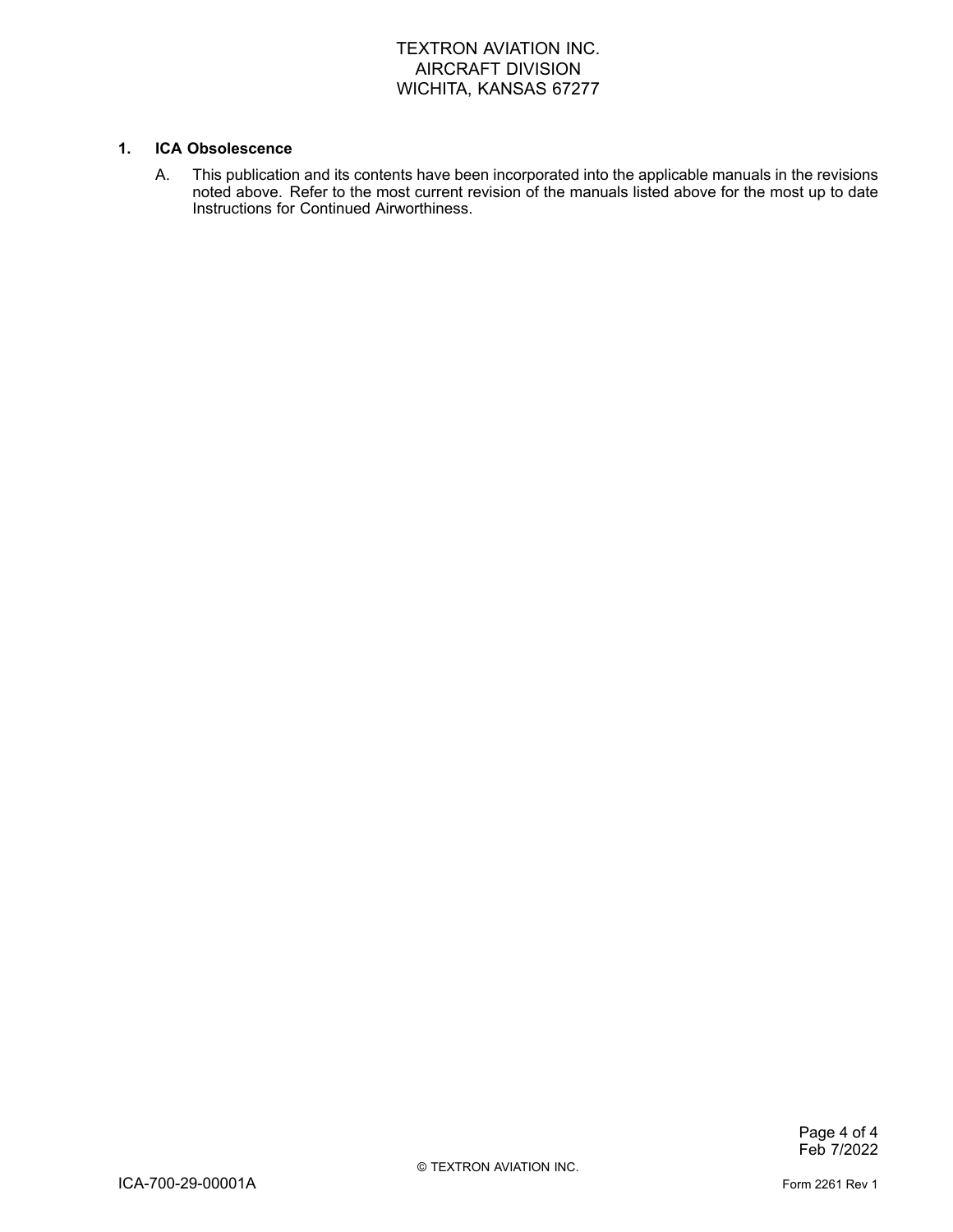## 1. ICA Obsolescence

A. This publication and its contents have been incorporated into the applicable manuals in the revisions noted above. Refer to the most current revision of the manuals listed above for the most up to date Instructions for Continued Airworthiness.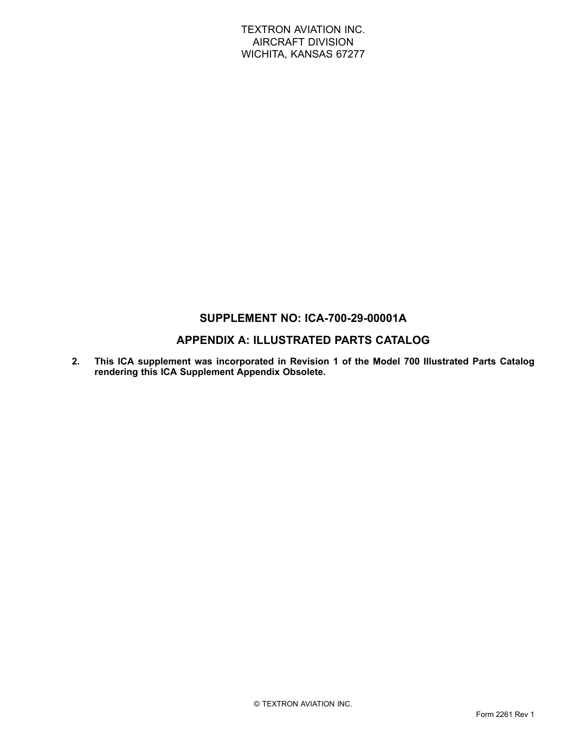TEXTRON AVIATION INC.
AIRCRAFT DIVISION
WICHITA, KANSAS 67277

## SUPPLEMENT NO: ICA-700-29-00001A

## APPENDIX A: ILLUSTRATED PARTS CATALOG

**2. This ICA supplement was incorporated in Revision 1 of the Model 700 Illustrated Parts Catalog rendering this ICA Supplement Appendix Obsolete.**

© TEXTRON AVIATION INC.

Form 2261 Rev 1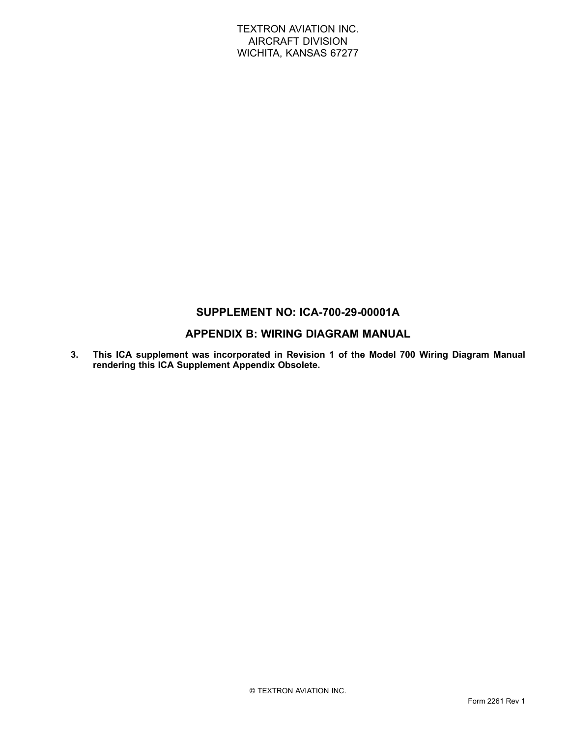TEXTRON AVIATION INC.
AIRCRAFT DIVISION
WICHITA, KANSAS 67277

## SUPPLEMENT NO: ICA-700-29-00001A

## APPENDIX B: WIRING DIAGRAM MANUAL

3. **This ICA supplement was incorporated in Revision 1 of the Model 700 Wiring Diagram Manual rendering this ICA Supplement Appendix Obsolete.**

© TEXTRON AVIATION INC.

Form 2261 Rev 1